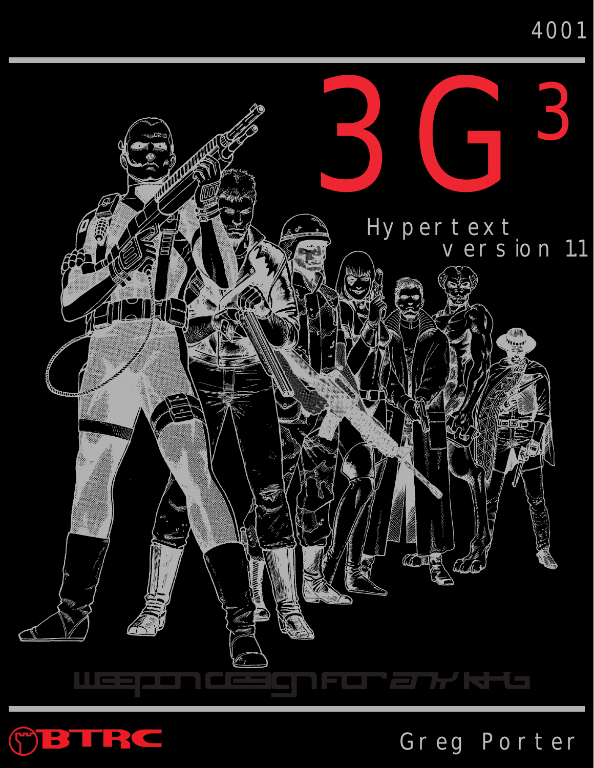4001

# 3G$^3$

Hypertext
version 11

Weapon design for any RPG

BTRC

Greg Porter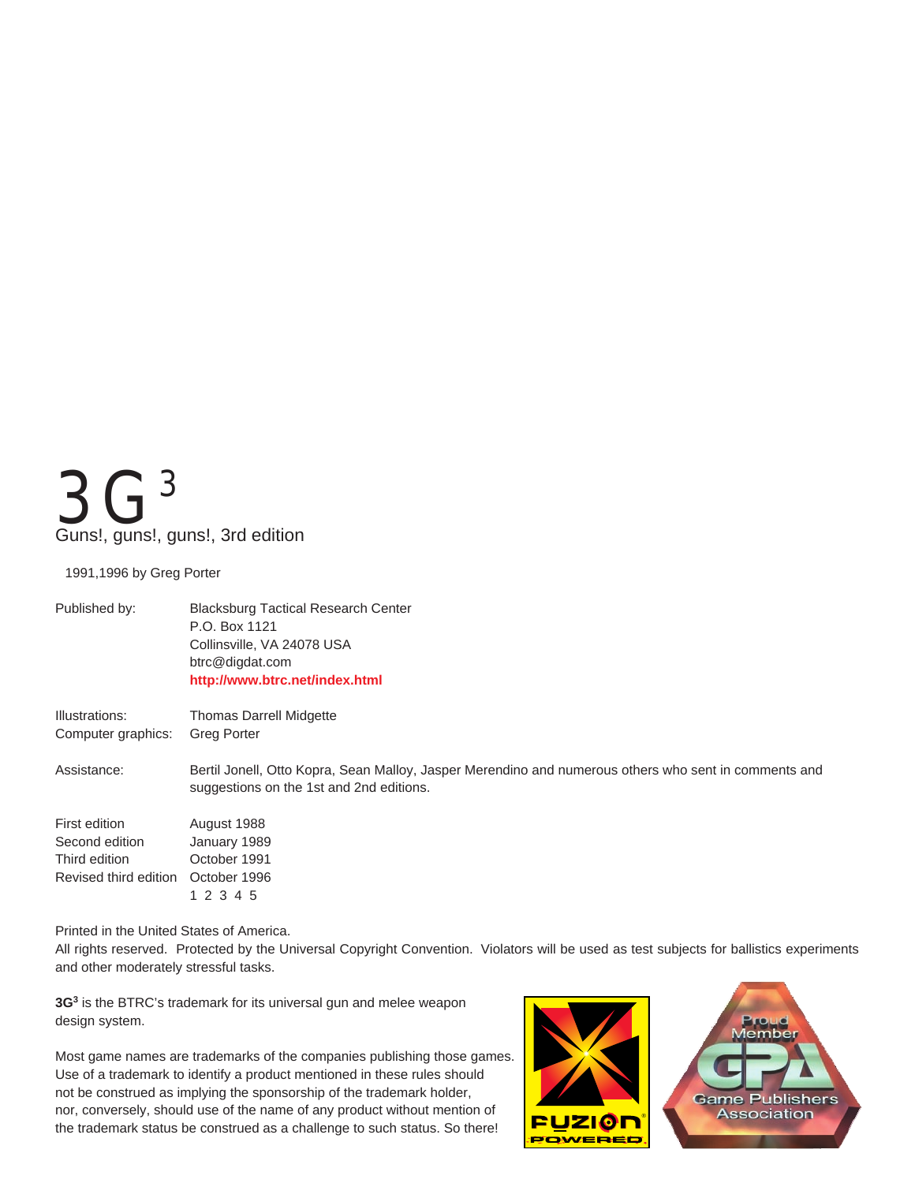# 3G$^3$

Guns!, guns!, guns!, 3rd edition

1991,1996 by Greg Porter

| | |
|---|---|
| Published by: | Blacksburg Tactical Research Center<br>P.O. Box 1121<br>Collinsville, VA 24078 USA<br>btrc@digdat.com<br>**http://www.btrc.net/index.html** |
| Illustrations: | Thomas Darrell Midgette |
| Computer graphics: | Greg Porter |
| Assistance: | Bertil Jonell, Otto Kopra, Sean Malloy, Jasper Merendino and numerous others who sent in comments and suggestions on the 1st and 2nd editions. |
| First edition | August 1988 |
| Second edition | January 1989 |
| Third edition | October 1991 |
| Revised third edition | October 1996 |
| | 1 2 3 4 5 |

Printed in the United States of America.
All rights reserved. Protected by the Universal Copyright Convention. Violators will be used as test subjects for ballistics experiments and other moderately stressful tasks.

**3G$^3$** is the BTRC's trademark for its universal gun and melee weapon design system.

Most game names are trademarks of the companies publishing those games. Use of a trademark to identify a product mentioned in these rules should not be construed as implying the sponsorship of the trademark holder, nor, conversely, should use of the name of any product without mention of the trademark status be construed as a challenge to such status. So there!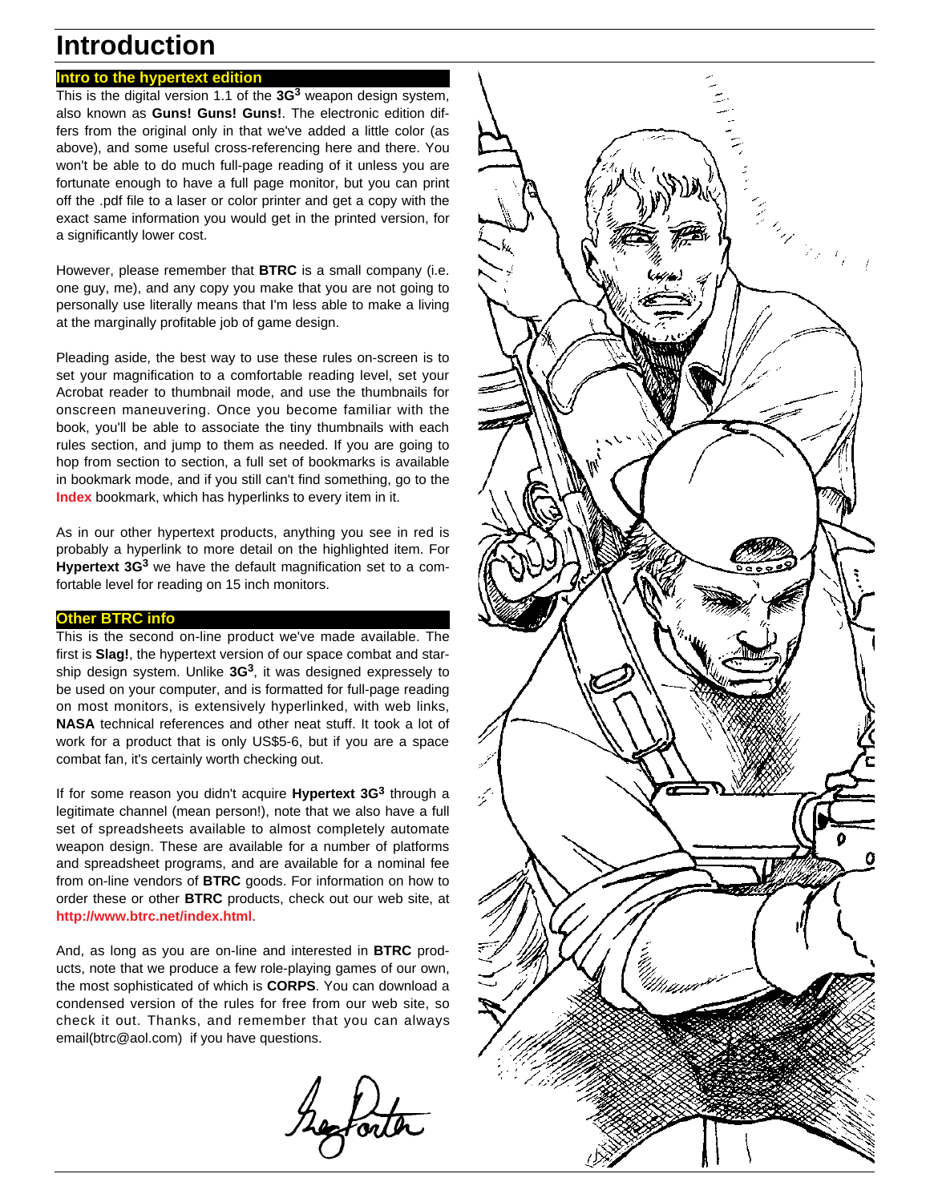# Introduction

## Intro to the hypertext edition

This is the digital version 1.1 of the **3G³** weapon design system, also known as **Guns! Guns! Guns!**. The electronic edition differs from the original only in that we've added a little color (as above), and some useful cross-referencing here and there. You won't be able to do much full-page reading of it unless you are fortunate enough to have a full page monitor, but you can print off the .pdf file to a laser or color printer and get a copy with the exact same information you would get in the printed version, for a significantly lower cost.

However, please remember that **BTRC** is a small company (i.e. one guy, me), and any copy you make that you are not going to personally use literally means that I'm less able to make a living at the marginally profitable job of game design.

Pleading aside, the best way to use these rules on-screen is to set your magnification to a comfortable reading level, set your Acrobat reader to thumbnail mode, and use the thumbnails for onscreen maneuvering. Once you become familiar with the book, you'll be able to associate the tiny thumbnails with each rules section, and jump to them as needed. If you are going to hop from section to section, a full set of bookmarks is available in bookmark mode, and if you still can't find something, go to the **Index** bookmark, which has hyperlinks to every item in it.

As in our other hypertext products, anything you see in red is probably a hyperlink to more detail on the highlighted item. For **Hypertext 3G³** we have the default magnification set to a comfortable level for reading on 15 inch monitors.

## Other BTRC info

This is the second on-line product we've made available. The first is **Slag!**, the hypertext version of our space combat and starship design system. Unlike **3G³**, it was designed expressely to be used on your computer, and is formatted for full-page reading on most monitors, is extensively hyperlinked, with web links, **NASA** technical references and other neat stuff. It took a lot of work for a product that is only US$5-6, but if you are a space combat fan, it's certainly worth checking out.

If for some reason you didn't acquire **Hypertext 3G³** through a legitimate channel (mean person!), note that we also have a full set of spreadsheets available to almost completely automate weapon design. These are available for a number of platforms and spreadsheet programs, and are available for a nominal fee from on-line vendors of **BTRC** goods. For information on how to order these or other **BTRC** products, check out our web site, at **http://www.btrc.net/index.html**.

And, as long as you are on-line and interested in **BTRC** products, note that we produce a few role-playing games of our own, the most sophisticated of which is **CORPS**. You can download a condensed version of the rules for free from our web site, so check it out. Thanks, and remember that you can always email(btrc@aol.com) if you have questions.

Greg Porter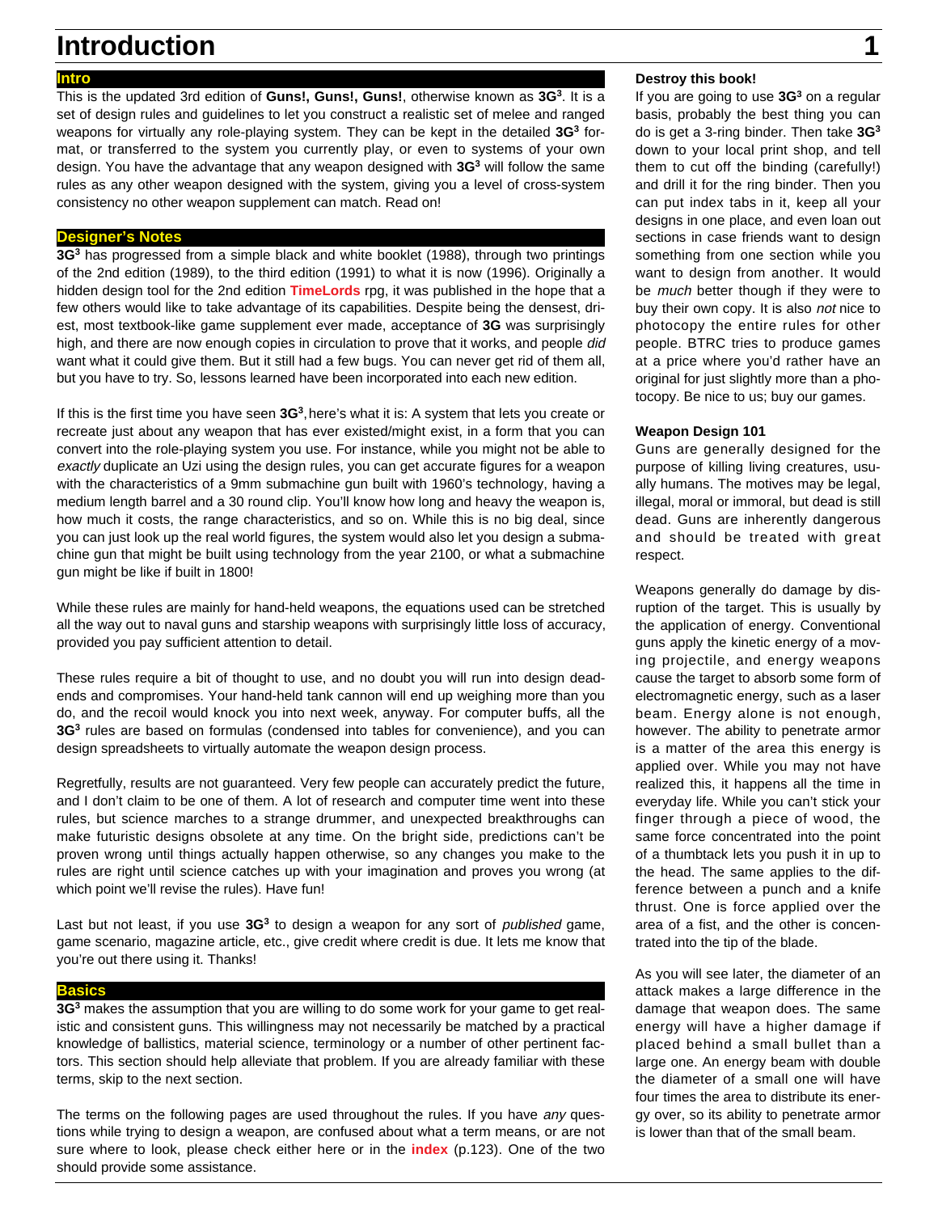# Introduction

## Intro

This is the updated 3rd edition of **Guns!, Guns!, Guns!**, otherwise known as **3G³**. It is a set of design rules and guidelines to let you construct a realistic set of melee and ranged weapons for virtually any role-playing system. They can be kept in the detailed **3G³** format, or transferred to the system you currently play, or even to systems of your own design. You have the advantage that any weapon designed with **3G³** will follow the same rules as any other weapon designed with the system, giving you a level of cross-system consistency no other weapon supplement can match. Read on!

## Designer's Notes

**3G³** has progressed from a simple black and white booklet (1988), through two printings of the 2nd edition (1989), to the third edition (1991) to what it is now (1996). Originally a hidden design tool for the 2nd edition **TimeLords** rpg, it was published in the hope that a few others would like to take advantage of its capabilities. Despite being the densest, driest, most textbook-like game supplement ever made, acceptance of **3G** was surprisingly high, and there are now enough copies in circulation to prove that it works, and people *did* want what it could give them. But it still had a few bugs. You can never get rid of them all, but you have to try. So, lessons learned have been incorporated into each new edition.

If this is the first time you have seen **3G³**, here's what it is: A system that lets you create or recreate just about any weapon that has ever existed/might exist, in a form that you can convert into the role-playing system you use. For instance, while you might not be able to *exactly* duplicate an Uzi using the design rules, you can get accurate figures for a weapon with the characteristics of a 9mm submachine gun built with 1960's technology, having a medium length barrel and a 30 round clip. You'll know how long and heavy the weapon is, how much it costs, the range characteristics, and so on. While this is no big deal, since you can just look up the real world figures, the system would also let you design a submachine gun that might be built using technology from the year 2100, or what a submachine gun might be like if built in 1800!

While these rules are mainly for hand-held weapons, the equations used can be stretched all the way out to naval guns and starship weapons with surprisingly little loss of accuracy, provided you pay sufficient attention to detail.

These rules require a bit of thought to use, and no doubt you will run into design dead-ends and compromises. Your hand-held tank cannon will end up weighing more than you do, and the recoil would knock you into next week, anyway. For computer buffs, all the **3G³** rules are based on formulas (condensed into tables for convenience), and you can design spreadsheets to virtually automate the weapon design process.

Regretfully, results are not guaranteed. Very few people can accurately predict the future, and I don't claim to be one of them. A lot of research and computer time went into these rules, but science marches to a strange drummer, and unexpected breakthroughs can make futuristic designs obsolete at any time. On the bright side, predictions can't be proven wrong until things actually happen otherwise, so any changes you make to the rules are right until science catches up with your imagination and proves you wrong (at which point we'll revise the rules). Have fun!

Last but not least, if you use **3G³** to design a weapon for any sort of *published* game, game scenario, magazine article, etc., give credit where credit is due. It lets me know that you're out there using it. Thanks!

## Basics

**3G³** makes the assumption that you are willing to do some work for your game to get realistic and consistent guns. This willingness may not necessarily be matched by a practical knowledge of ballistics, material science, terminology or a number of other pertinent factors. This section should help alleviate that problem. If you are already familiar with these terms, skip to the next section.

The terms on the following pages are used throughout the rules. If you have *any* questions while trying to design a weapon, are confused about what a term means, or are not sure where to look, please check either here or in the **index** (p.123). One of the two should provide some assistance.

### Destroy this book!

If you are going to use **3G³** on a regular basis, probably the best thing you can do is get a 3-ring binder. Then take **3G³** down to your local print shop, and tell them to cut off the binding (carefully!) and drill it for the ring binder. Then you can put index tabs in it, keep all your designs in one place, and even loan out sections in case friends want to design something from one section while you want to design from another. It would be *much* better though if they were to buy their own copy. It is also *not* nice to photocopy the entire rules for other people. BTRC tries to produce games at a price where you'd rather have an original for just slightly more than a photocopy. Be nice to us; buy our games.

### Weapon Design 101

Guns are generally designed for the purpose of killing living creatures, usually humans. The motives may be legal, illegal, moral or immoral, but dead is still dead. Guns are inherently dangerous and should be treated with great respect.

Weapons generally do damage by disruption of the target. This is usually by the application of energy. Conventional guns apply the kinetic energy of a moving projectile, and energy weapons cause the target to absorb some form of electromagnetic energy, such as a laser beam. Energy alone is not enough, however. The ability to penetrate armor is a matter of the area this energy is applied over. While you may not have realized this, it happens all the time in everyday life. While you can't stick your finger through a piece of wood, the same force concentrated into the point of a thumbtack lets you push it in up to the head. The same applies to the difference between a punch and a knife thrust. One is force applied over the area of a fist, and the other is concentrated into the tip of the blade.

As you will see later, the diameter of an attack makes a large difference in the damage that weapon does. The same energy will have a higher damage if placed behind a small bullet than a large one. An energy beam with double the diameter of a small one will have four times the area to distribute its energy over, so its ability to penetrate armor is lower than that of the small beam.